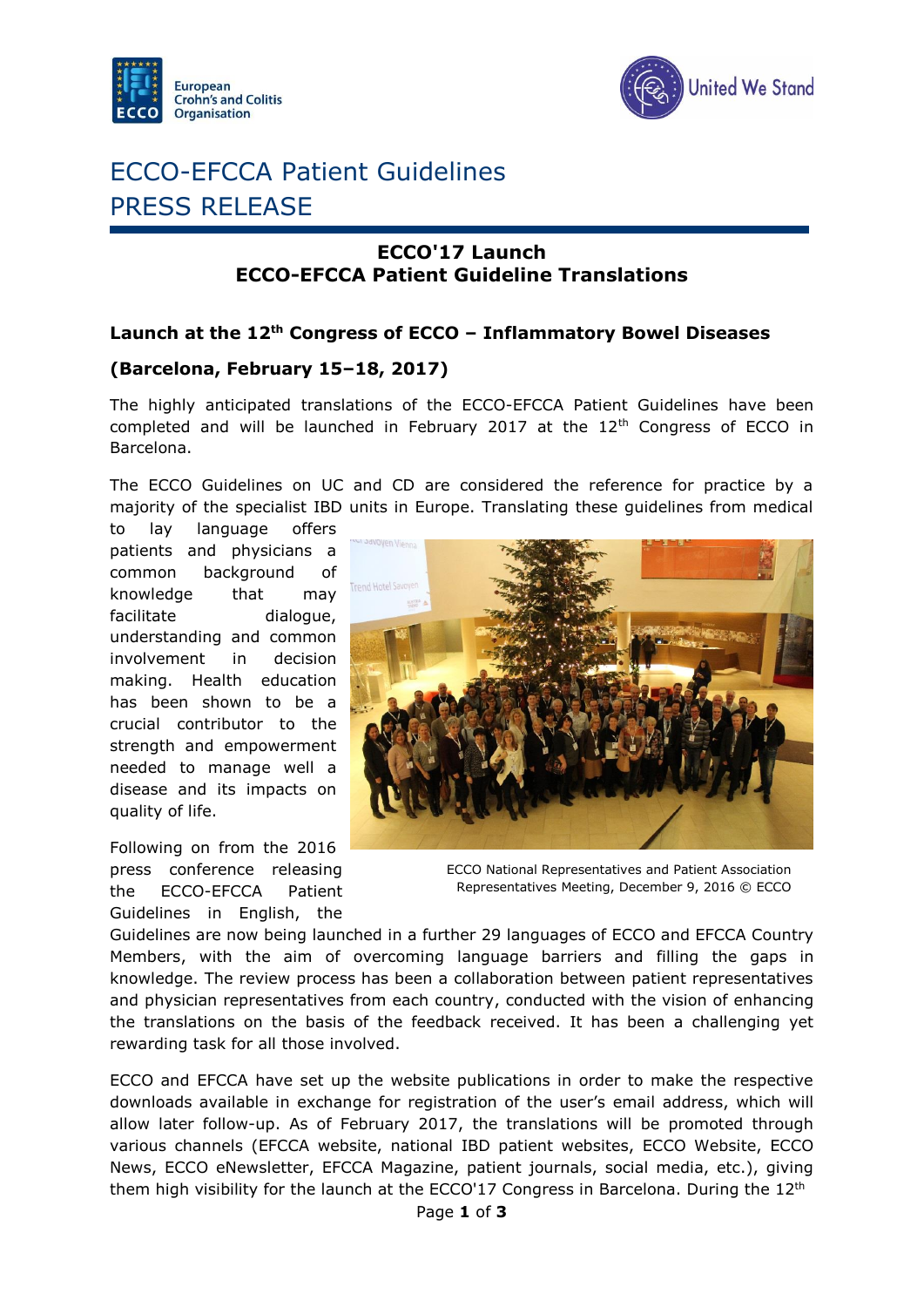European Crohn's and Colitis Organisation

United We Stand

# ECCO-EFCCA Patient Guidelines
# PRESS RELEASE

## ECCO'17 Launch
## ECCO-EFCCA Patient Guideline Translations

### Launch at the 12th Congress of ECCO – Inflammatory Bowel Diseases

### (Barcelona, February 15–18, 2017)

The highly anticipated translations of the ECCO-EFCCA Patient Guidelines have been completed and will be launched in February 2017 at the 12th Congress of ECCO in Barcelona.

The ECCO Guidelines on UC and CD are considered the reference for practice by a majority of the specialist IBD units in Europe. Translating these guidelines from medical to lay language offers patients and physicians a common background of knowledge that may facilitate dialogue, understanding and common involvement in decision making. Health education has been shown to be a crucial contributor to the strength and empowerment needed to manage well a disease and its impacts on quality of life.

ECCO National Representatives and Patient Association Representatives Meeting, December 9, 2016 © ECCO

Following on from the 2016 press conference releasing the ECCO-EFCCA Patient Guidelines in English, the Guidelines are now being launched in a further 29 languages of ECCO and EFCCA Country Members, with the aim of overcoming language barriers and filling the gaps in knowledge. The review process has been a collaboration between patient representatives and physician representatives from each country, conducted with the vision of enhancing the translations on the basis of the feedback received. It has been a challenging yet rewarding task for all those involved.

ECCO and EFCCA have set up the website publications in order to make the respective downloads available in exchange for registration of the user's email address, which will allow later follow-up. As of February 2017, the translations will be promoted through various channels (EFCCA website, national IBD patient websites, ECCO Website, ECCO News, ECCO eNewsletter, EFCCA Magazine, patient journals, social media, etc.), giving them high visibility for the launch at the ECCO'17 Congress in Barcelona. During the 12th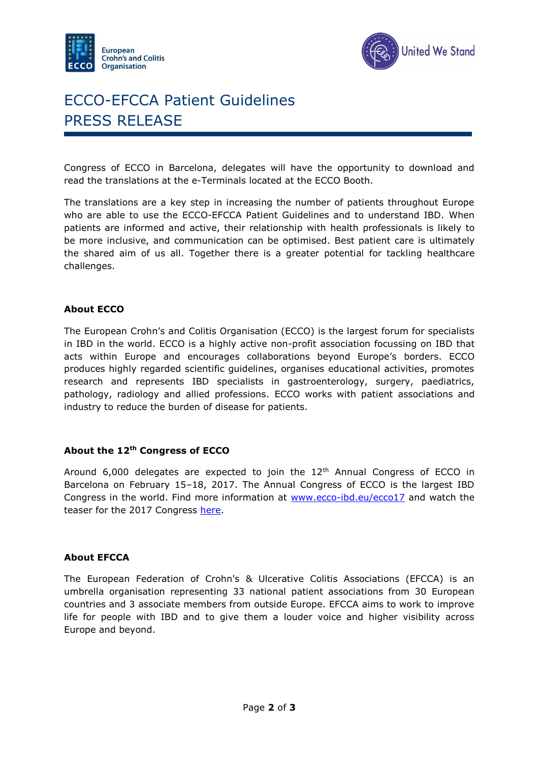# ECCO-EFCCA Patient Guidelines
# PRESS RELEASE

Congress of ECCO in Barcelona, delegates will have the opportunity to download and read the translations at the e-Terminals located at the ECCO Booth.

The translations are a key step in increasing the number of patients throughout Europe who are able to use the ECCO-EFCCA Patient Guidelines and to understand IBD. When patients are informed and active, their relationship with health professionals is likely to be more inclusive, and communication can be optimised. Best patient care is ultimately the shared aim of us all. Together there is a greater potential for tackling healthcare challenges.

**About ECCO**

The European Crohn's and Colitis Organisation (ECCO) is the largest forum for specialists in IBD in the world. ECCO is a highly active non-profit association focussing on IBD that acts within Europe and encourages collaborations beyond Europe's borders. ECCO produces highly regarded scientific guidelines, organises educational activities, promotes research and represents IBD specialists in gastroenterology, surgery, paediatrics, pathology, radiology and allied professions. ECCO works with patient associations and industry to reduce the burden of disease for patients.

**About the 12th Congress of ECCO**

Around 6,000 delegates are expected to join the 12th Annual Congress of ECCO in Barcelona on February 15–18, 2017. The Annual Congress of ECCO is the largest IBD Congress in the world. Find more information at www.ecco-ibd.eu/ecco17 and watch the teaser for the 2017 Congress here.

**About EFCCA**

The European Federation of Crohn's & Ulcerative Colitis Associations (EFCCA) is an umbrella organisation representing 33 national patient associations from 30 European countries and 3 associate members from outside Europe. EFCCA aims to work to improve life for people with IBD and to give them a louder voice and higher visibility across Europe and beyond.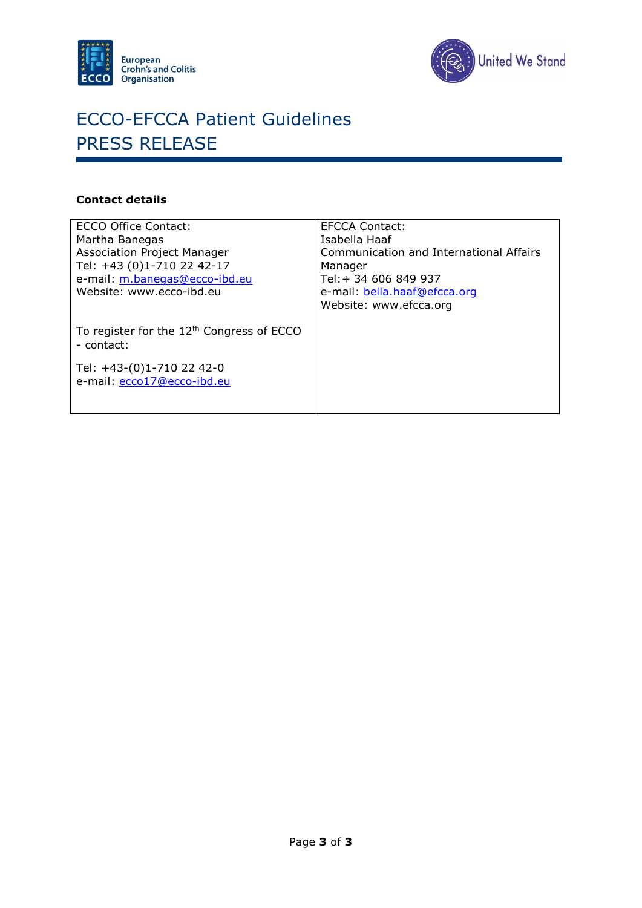# ECCO-EFCCA Patient Guidelines
# PRESS RELEASE

**Contact details**

| | |
|---|---|
| ECCO Office Contact:<br>Martha Banegas<br>Association Project Manager<br>Tel: +43 (0)1-710 22 42-17<br>e-mail: m.banegas@ecco-ibd.eu<br>Website: www.ecco-ibd.eu<br><br>To register for the 12th Congress of ECCO - contact:<br><br>Tel: +43-(0)1-710 22 42-0<br>e-mail: ecco17@ecco-ibd.eu | EFCCA Contact:<br>Isabella Haaf<br>Communication and International Affairs Manager<br>Tel:+ 34 606 849 937<br>e-mail: bella.haaf@efcca.org<br>Website: www.efcca.org |